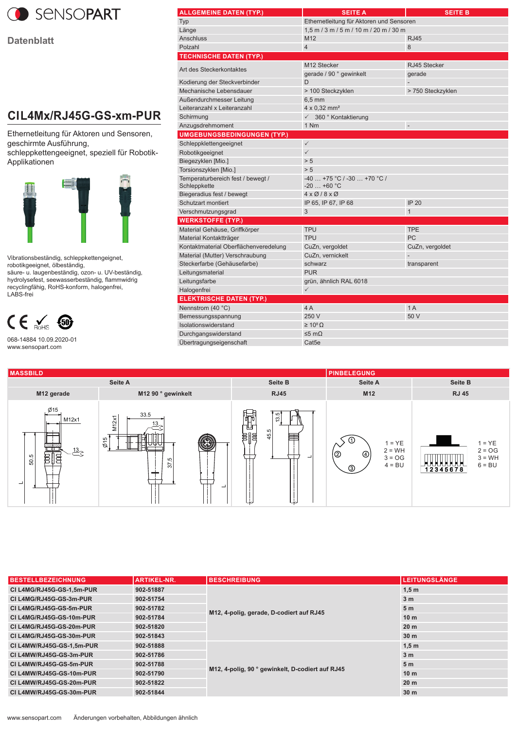# SENSOPART

**Datenblatt**

## CIL4Mx/RJ45G-GS-xm-PUR

Ethernetleitung für Aktoren und Sensoren, geschirmte Ausführung, schleppkettengeeignet, speziell für Robotik-Applikationen

Vibrationsbeständig, schleppkettengeeignet, robotikgeeignet, ölbeständig, säure- u. laugenbeständig, ozon- u. UV-beständig, hydrolysefest, seewasserbeständig, flammwidrig recyclingfähig, RoHS-konform, halogenfrei, LABS-frei

068-14884 10.09.2020-01
www.sensopart.com

| ALLGEMEINE DATEN (TYP.) | SEITE A | SEITE B |
|---|---|---|
| Typ | Ethernetleitung für Aktoren und Sensoren | |
| Länge | 1,5 m / 3 m / 5 m / 10 m / 20 m / 30 m | |
| Anschluss | M12 | RJ45 |
| Polzahl | 4 | 8 |
| **TECHNISCHE DATEN (TYP.)** | | |
| Art des Steckerkontaktes | M12 Stecker<br>gerade / 90 ° gewinkelt | RJ45 Stecker<br>gerade |
| Kodierung der Steckverbinder | D | - |
| Mechanische Lebensdauer | > 100 Steckzyklen | > 750 Steckzyklen |
| Außendurchmesser Leitung | 6,5 mm | |
| Leiteranzahl x Leiteranzahl | 4 x 0,32 mm² | |
| Schirmung | ✓ 360 ° Kontaktierung | |
| Anzugsdrehmoment | 1 Nm | - |
| **UMGEBUNGSBEDINGUNGEN (TYP.)** | | |
| Schleppklettengeeignet | ✓ | |
| Robotikgeeignet | ✓ | |
| Biegezyklen [Mio.] | > 5 | |
| Torsionszyklen [Mio.] | > 5 | |
| Temperaturbereich fest / bewegt / Schleppkette | -40 … +75 °C / -30 … +70 °C / -20 … +60 °C | |
| Biegeradius fest / bewegt | 4 x Ø / 8 x Ø | |
| Schutzart montiert | IP 65, IP 67, IP 68 | IP 20 |
| Verschmutzungsgrad | 3 | 1 |
| **WERKSTOFFE (TYP.)** | | |
| Material Gehäuse, Griffkörper | TPU | TPE |
| Material Kontaktträger | TPU | PC |
| Kontaktmaterial Oberflächenveredelung | CuZn, vergoldet | CuZn, vergoldet |
| Material (Mutter) Verschraubung | CuZn, vernickelt | - |
| Steckerfarbe (Gehäusefarbe) | schwarz | transparent |
| Leitungsmaterial | PUR | |
| Leitungsfarbe | grün, ähnlich RAL 6018 | |
| Halogenfrei | ✓ | |
| **ELEKTRISCHE DATEN (TYP.)** | | |
| Nennstrom (40 °C) | 4 A | 1 A |
| Bemessungsspannung | 250 V | 50 V |
| Isolationswiderstand | ≥ $10^8$ Ω | |
| Durchgangswiderstand | ≤5 mΩ | |
| Übertragungseigenschaft | Cat5e | |

### MASSBILD

| Seite A | | Seite B |
|---|---|---|
| M12 gerade | M12 90 ° gewinkelt | RJ45 |

### PINBELEGUNG

| Seite A | Seite B |
|---|---|
| M12 | RJ 45 |
| 1 = YE<br>2 = WH<br>3 = OG<br>4 = BU | 1 = YE<br>2 = OG<br>3 = WH<br>6 = BU |

| BESTELLBEZEICHNUNG | ARTIKEL-NR. | BESCHREIBUNG | LEITUNGSLÄNGE |
|---|---|---|---|
| **CI L4MG/RJ45G-GS-1,5m-PUR** | **902-51887** | **M12, 4-polig, gerade, D-codiert auf RJ45** | **1,5 m** |
| **CI L4MG/RJ45G-GS-3m-PUR** | **902-51754** | | **3 m** |
| **CI L4MG/RJ45G-GS-5m-PUR** | **902-51782** | | **5 m** |
| **CI L4MG/RJ45G-GS-10m-PUR** | **902-51784** | | **10 m** |
| **CI L4MG/RJ45G-GS-20m-PUR** | **902-51820** | | **20 m** |
| **CI L4MG/RJ45G-GS-30m-PUR** | **902-51843** | | **30 m** |
| **CI L4MW/RJ45G-GS-1,5m-PUR** | **902-51888** | **M12, 4-polig, 90 ° gewinkelt, D-codiert auf RJ45** | **1,5 m** |
| **CI L4MW/RJ45G-GS-3m-PUR** | **902-51786** | | **3 m** |
| **CI L4MW/RJ45G-GS-5m-PUR** | **902-51788** | | **5 m** |
| **CI L4MW/RJ45G-GS-10m-PUR** | **902-51790** | | **10 m** |
| **CI L4MW/RJ45G-GS-20m-PUR** | **902-51822** | | **20 m** |
| **CI L4MW/RJ45G-GS-30m-PUR** | **902-51844** | | **30 m** |

www.sensopart.com Änderungen vorbehalten, Abbildungen ähnlich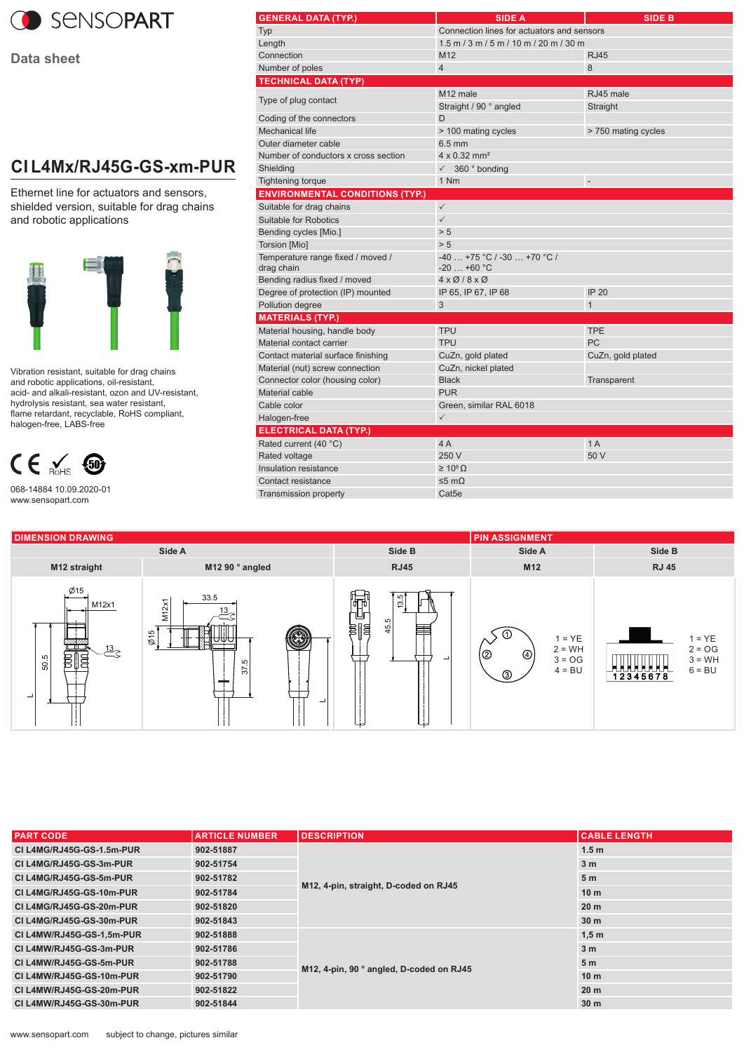SENSOPART

Data sheet

# CI L4Mx/RJ45G-GS-xm-PUR

Ethernet line for actuators and sensors, shielded version, suitable for drag chains and robotic applications

Vibration resistant, suitable for drag chains and robotic applications, oil-resistant, acid- and alkali-resistant, ozon and UV-resistant, hydrolysis resistant, sea water resistant, flame retardant, recyclable, RoHS compliant, halogen-free, LABS-free

068-14884 10.09.2020-01
www.sensopart.com

| GENERAL DATA (TYP.) | SIDE A | SIDE B |
|---|---|---|
| Typ | Connection lines for actuators and sensors | |
| Length | 1.5 m / 3 m / 5 m / 10 m / 20 m / 30 m | |
| Connection | M12 | RJ45 |
| Number of poles | 4 | 8 |
| **TECHNICAL DATA (TYP)** | | |
| Type of plug contact | M12 male<br>Straight / 90 ° angled | RJ45 male<br>Straight |
| Coding of the connectors | D | |
| Mechanical life | > 100 mating cycles | > 750 mating cycles |
| Outer diameter cable | 6.5 mm | |
| Number of conductors x cross section | 4 x 0.32 mm² | |
| Shielding | ✓ 360 ° bonding | |
| Tightening torque | 1 Nm | - |
| **ENVIRONMENTAL CONDITIONS (TYP.)** | | |
| Suitable for drag chains | ✓ | |
| Suitable for Robotics | ✓ | |
| Bending cycles [Mio.] | > 5 | |
| Torsion [Mio] | > 5 | |
| Temperature range fixed / moved / drag chain | -40 … +75 °C / -30 … +70 °C / -20 … +60 °C | |
| Bending radius fixed / moved | 4 x Ø / 8 x Ø | |
| Degree of protection (IP) mounted | IP 65, IP 67, IP 68 | IP 20 |
| Pollution degree | 3 | 1 |
| **MATERIALS (TYP.)** | | |
| Material housing, handle body | TPU | TPE |
| Material contact carrier | TPU | PC |
| Contact material surface finishing | CuZn, gold plated | CuZn, gold plated |
| Material (nut) screw connection | CuZn, nickel plated | |
| Connector color (housing color) | Black | Transparent |
| Material cable | PUR | |
| Cable color | Green, similar RAL 6018 | |
| Halogen-free | ✓ | |
| **ELECTRICAL DATA (TYP.)** | | |
| Rated current (40 °C) | 4 A | 1 A |
| Rated voltage | 250 V | 50 V |
| Insulation resistance | ≥ $10^8$ Ω | |
| Contact resistance | ≤5 mΩ | |
| Transmission property | Cat5e | |

## DIMENSION DRAWING

Side A: M12 straight; M12 90 ° angled — Side B: RJ45

Ø15, M12x1, 13, 50.5, L, 33.5, 13, M12x1, Ø15, 37.5, L, 13.5, 45.5, L

## PIN ASSIGNMENT

Side A (M12): 1 = YE, 2 = WH, 3 = OG, 4 = BU

Side B (RJ 45): 1 = YE, 2 = OG, 3 = WH, 6 = BU

| PART CODE | ARTICLE NUMBER | DESCRIPTION | CABLE LENGTH |
|---|---|---|---|
| CI L4MG/RJ45G-GS-1.5m-PUR | 902-51887 | M12, 4-pin, straight, D-coded on RJ45 | 1.5 m |
| CI L4MG/RJ45G-GS-3m-PUR | 902-51754 | | 3 m |
| CI L4MG/RJ45G-GS-5m-PUR | 902-51782 | | 5 m |
| CI L4MG/RJ45G-GS-10m-PUR | 902-51784 | | 10 m |
| CI L4MG/RJ45G-GS-20m-PUR | 902-51820 | | 20 m |
| CI L4MG/RJ45G-GS-30m-PUR | 902-51843 | | 30 m |
| CI L4MW/RJ45G-GS-1,5m-PUR | 902-51888 | M12, 4-pin, 90 ° angled, D-coded on RJ45 | 1,5 m |
| CI L4MW/RJ45G-GS-3m-PUR | 902-51786 | | 3 m |
| CI L4MW/RJ45G-GS-5m-PUR | 902-51788 | | 5 m |
| CI L4MW/RJ45G-GS-10m-PUR | 902-51790 | | 10 m |
| CI L4MW/RJ45G-GS-20m-PUR | 902-51822 | | 20 m |
| CI L4MW/RJ45G-GS-30m-PUR | 902-51844 | | 30 m |

www.sensopart.com subject to change, pictures similar